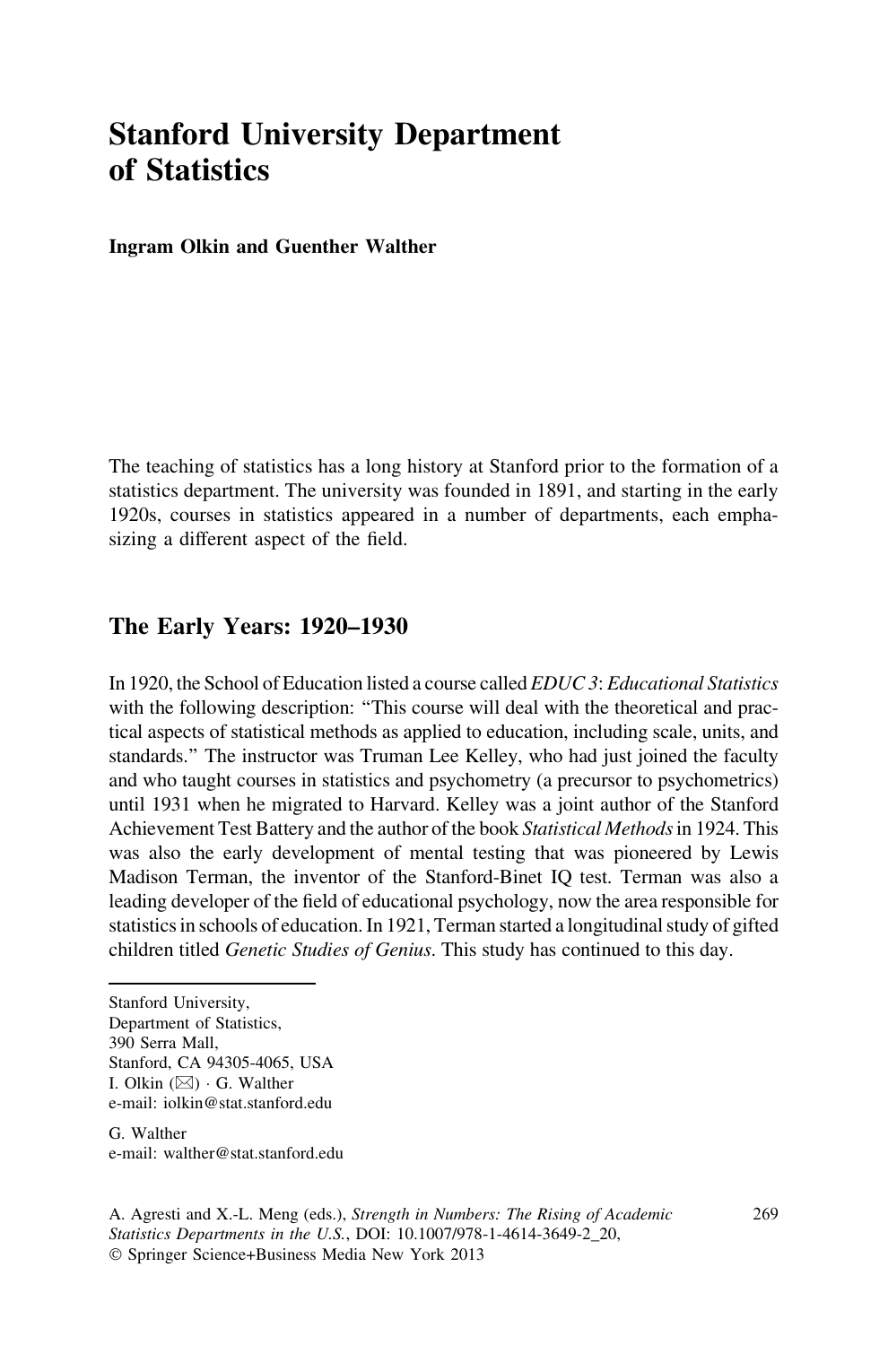# Stanford University Department of Statistics

**Ingram Olkin and Guenther Walther**

The teaching of statistics has a long history at Stanford prior to the formation of a statistics department. The university was founded in 1891, and starting in the early 1920s, courses in statistics appeared in a number of departments, each emphasizing a different aspect of the field.

## The Early Years: 1920–1930

In 1920, the School of Education listed a course called *EDUC 3*: *Educational Statistics* with the following description: "This course will deal with the theoretical and practical aspects of statistical methods as applied to education, including scale, units, and standards." The instructor was Truman Lee Kelley, who had just joined the faculty and who taught courses in statistics and psychometry (a precursor to psychometrics) until 1931 when he migrated to Harvard. Kelley was a joint author of the Stanford Achievement Test Battery and the author of the book *Statistical Methods* in 1924. This was also the early development of mental testing that was pioneered by Lewis Madison Terman, the inventor of the Stanford-Binet IQ test. Terman was also a leading developer of the field of educational psychology, now the area responsible for statistics in schools of education. In 1921, Terman started a longitudinal study of gifted children titled *Genetic Studies of Genius*. This study has continued to this day.

---

Stanford University,
Department of Statistics,
390 Serra Mall,
Stanford, CA 94305-4065, USA
I. Olkin (✉) · G. Walther
e-mail: iolkin@stat.stanford.edu

G. Walther
e-mail: walther@stat.stanford.edu

A. Agresti and X.-L. Meng (eds.), *Strength in Numbers: The Rising of Academic Statistics Departments in the U.S.*, DOI: 10.1007/978-1-4614-3649-2_20,
© Springer Science+Business Media New York 2013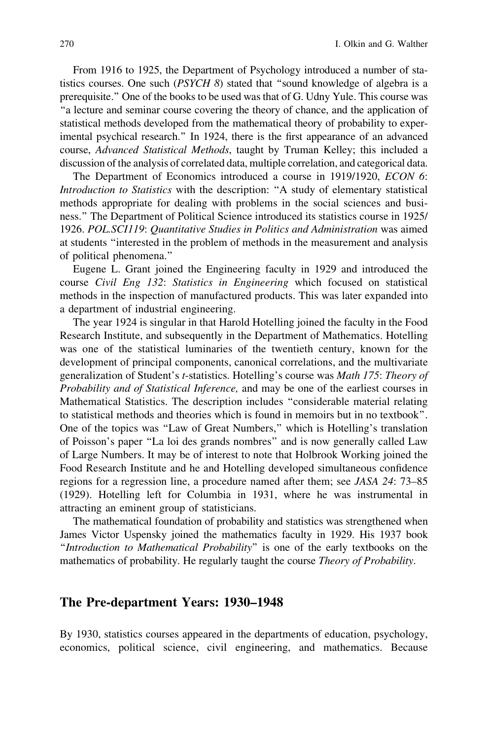From 1916 to 1925, the Department of Psychology introduced a number of statistics courses. One such (*PSYCH 8*) stated that "sound knowledge of algebra is a prerequisite." One of the books to be used was that of G. Udny Yule. This course was "a lecture and seminar course covering the theory of chance, and the application of statistical methods developed from the mathematical theory of probability to experimental psychical research." In 1924, there is the first appearance of an advanced course, *Advanced Statistical Methods*, taught by Truman Kelley; this included a discussion of the analysis of correlated data, multiple correlation, and categorical data.

The Department of Economics introduced a course in 1919/1920, *ECON 6*: *Introduction to Statistics* with the description: "A study of elementary statistical methods appropriate for dealing with problems in the social sciences and business." The Department of Political Science introduced its statistics course in 1925/1926. *POL.SCI119*: *Quantitative Studies in Politics and Administration* was aimed at students "interested in the problem of methods in the measurement and analysis of political phenomena."

Eugene L. Grant joined the Engineering faculty in 1929 and introduced the course *Civil Eng 132*: *Statistics in Engineering* which focused on statistical methods in the inspection of manufactured products. This was later expanded into a department of industrial engineering.

The year 1924 is singular in that Harold Hotelling joined the faculty in the Food Research Institute, and subsequently in the Department of Mathematics. Hotelling was one of the statistical luminaries of the twentieth century, known for the development of principal components, canonical correlations, and the multivariate generalization of Student's *t*-statistics. Hotelling's course was *Math 175*: *Theory of Probability and of Statistical Inference,* and may be one of the earliest courses in Mathematical Statistics. The description includes "considerable material relating to statistical methods and theories which is found in memoirs but in no textbook". One of the topics was "Law of Great Numbers," which is Hotelling's translation of Poisson's paper "La loi des grands nombres" and is now generally called Law of Large Numbers. It may be of interest to note that Holbrook Working joined the Food Research Institute and he and Hotelling developed simultaneous confidence regions for a regression line, a procedure named after them; see *JASA 24*: 73–85 (1929). Hotelling left for Columbia in 1931, where he was instrumental in attracting an eminent group of statisticians.

The mathematical foundation of probability and statistics was strengthened when James Victor Uspensky joined the mathematics faculty in 1929. His 1937 book "*Introduction to Mathematical Probability*" is one of the early textbooks on the mathematics of probability. He regularly taught the course *Theory of Probability*.

## The Pre-department Years: 1930–1948

By 1930, statistics courses appeared in the departments of education, psychology, economics, political science, civil engineering, and mathematics. Because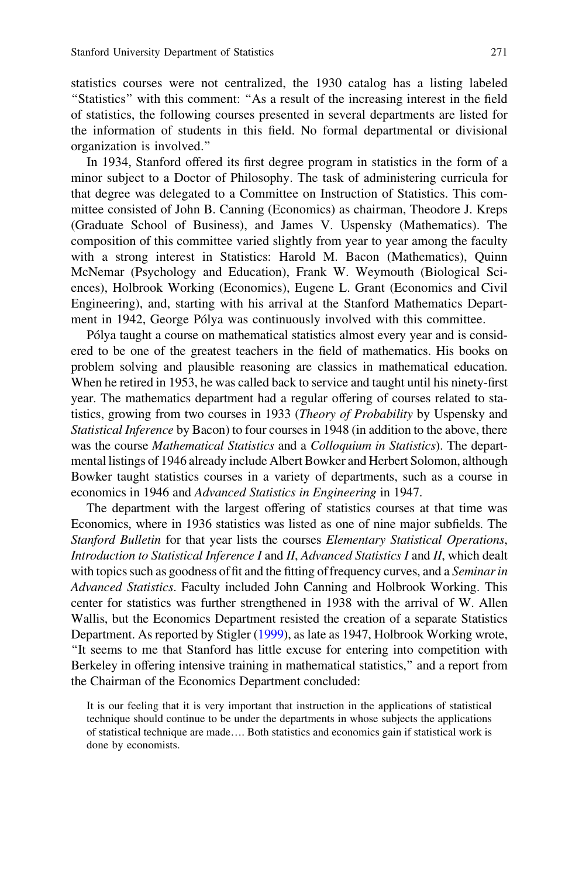statistics courses were not centralized, the 1930 catalog has a listing labeled "Statistics" with this comment: "As a result of the increasing interest in the field of statistics, the following courses presented in several departments are listed for the information of students in this field. No formal departmental or divisional organization is involved."

In 1934, Stanford offered its first degree program in statistics in the form of a minor subject to a Doctor of Philosophy. The task of administering curricula for that degree was delegated to a Committee on Instruction of Statistics. This committee consisted of John B. Canning (Economics) as chairman, Theodore J. Kreps (Graduate School of Business), and James V. Uspensky (Mathematics). The composition of this committee varied slightly from year to year among the faculty with a strong interest in Statistics: Harold M. Bacon (Mathematics), Quinn McNemar (Psychology and Education), Frank W. Weymouth (Biological Sciences), Holbrook Working (Economics), Eugene L. Grant (Economics and Civil Engineering), and, starting with his arrival at the Stanford Mathematics Department in 1942, George Pólya was continuously involved with this committee.

Pólya taught a course on mathematical statistics almost every year and is considered to be one of the greatest teachers in the field of mathematics. His books on problem solving and plausible reasoning are classics in mathematical education. When he retired in 1953, he was called back to service and taught until his ninety-first year. The mathematics department had a regular offering of courses related to statistics, growing from two courses in 1933 (*Theory of Probability* by Uspensky and *Statistical Inference* by Bacon) to four courses in 1948 (in addition to the above, there was the course *Mathematical Statistics* and a *Colloquium in Statistics*). The departmental listings of 1946 already include Albert Bowker and Herbert Solomon, although Bowker taught statistics courses in a variety of departments, such as a course in economics in 1946 and *Advanced Statistics in Engineering* in 1947.

The department with the largest offering of statistics courses at that time was Economics, where in 1936 statistics was listed as one of nine major subfields. The *Stanford Bulletin* for that year lists the courses *Elementary Statistical Operations*, *Introduction to Statistical Inference I* and *II*, *Advanced Statistics I* and *II*, which dealt with topics such as goodness of fit and the fitting of frequency curves, and a *Seminar in Advanced Statistics*. Faculty included John Canning and Holbrook Working. This center for statistics was further strengthened in 1938 with the arrival of W. Allen Wallis, but the Economics Department resisted the creation of a separate Statistics Department. As reported by Stigler (1999), as late as 1947, Holbrook Working wrote, "It seems to me that Stanford has little excuse for entering into competition with Berkeley in offering intensive training in mathematical statistics," and a report from the Chairman of the Economics Department concluded:

> It is our feeling that it is very important that instruction in the applications of statistical technique should continue to be under the departments in whose subjects the applications of statistical technique are made…. Both statistics and economics gain if statistical work is done by economists.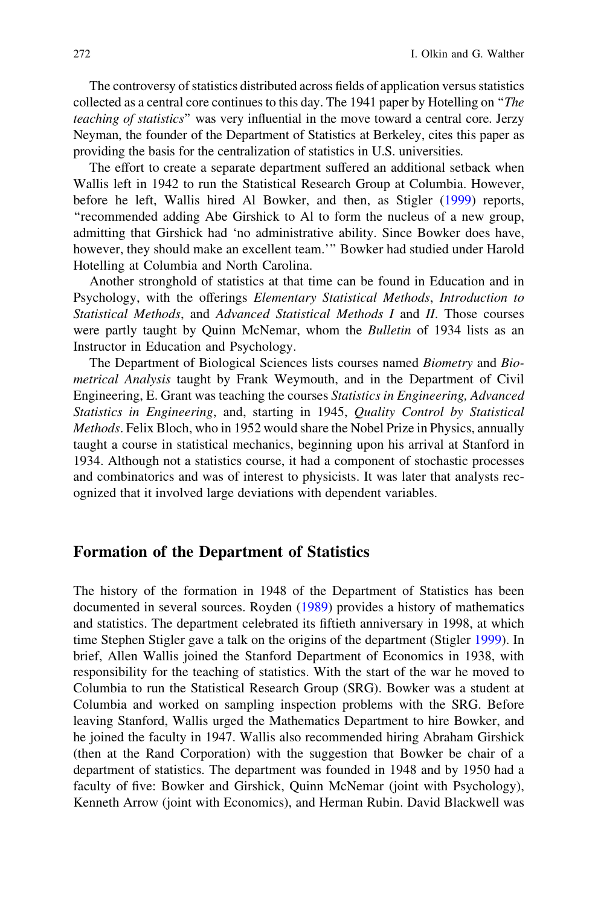The controversy of statistics distributed across fields of application versus statistics collected as a central core continues to this day. The 1941 paper by Hotelling on "*The teaching of statistics*" was very influential in the move toward a central core. Jerzy Neyman, the founder of the Department of Statistics at Berkeley, cites this paper as providing the basis for the centralization of statistics in U.S. universities.

The effort to create a separate department suffered an additional setback when Wallis left in 1942 to run the Statistical Research Group at Columbia. However, before he left, Wallis hired Al Bowker, and then, as Stigler (1999) reports, "recommended adding Abe Girshick to Al to form the nucleus of a new group, admitting that Girshick had 'no administrative ability. Since Bowker does have, however, they should make an excellent team.'" Bowker had studied under Harold Hotelling at Columbia and North Carolina.

Another stronghold of statistics at that time can be found in Education and in Psychology, with the offerings *Elementary Statistical Methods*, *Introduction to Statistical Methods*, and *Advanced Statistical Methods I* and *II*. Those courses were partly taught by Quinn McNemar, whom the *Bulletin* of 1934 lists as an Instructor in Education and Psychology.

The Department of Biological Sciences lists courses named *Biometry* and *Biometrical Analysis* taught by Frank Weymouth, and in the Department of Civil Engineering, E. Grant was teaching the courses *Statistics in Engineering, Advanced Statistics in Engineering*, and, starting in 1945, *Quality Control by Statistical Methods*. Felix Bloch, who in 1952 would share the Nobel Prize in Physics, annually taught a course in statistical mechanics, beginning upon his arrival at Stanford in 1934. Although not a statistics course, it had a component of stochastic processes and combinatorics and was of interest to physicists. It was later that analysts recognized that it involved large deviations with dependent variables.

## Formation of the Department of Statistics

The history of the formation in 1948 of the Department of Statistics has been documented in several sources. Royden (1989) provides a history of mathematics and statistics. The department celebrated its fiftieth anniversary in 1998, at which time Stephen Stigler gave a talk on the origins of the department (Stigler 1999). In brief, Allen Wallis joined the Stanford Department of Economics in 1938, with responsibility for the teaching of statistics. With the start of the war he moved to Columbia to run the Statistical Research Group (SRG). Bowker was a student at Columbia and worked on sampling inspection problems with the SRG. Before leaving Stanford, Wallis urged the Mathematics Department to hire Bowker, and he joined the faculty in 1947. Wallis also recommended hiring Abraham Girshick (then at the Rand Corporation) with the suggestion that Bowker be chair of a department of statistics. The department was founded in 1948 and by 1950 had a faculty of five: Bowker and Girshick, Quinn McNemar (joint with Psychology), Kenneth Arrow (joint with Economics), and Herman Rubin. David Blackwell was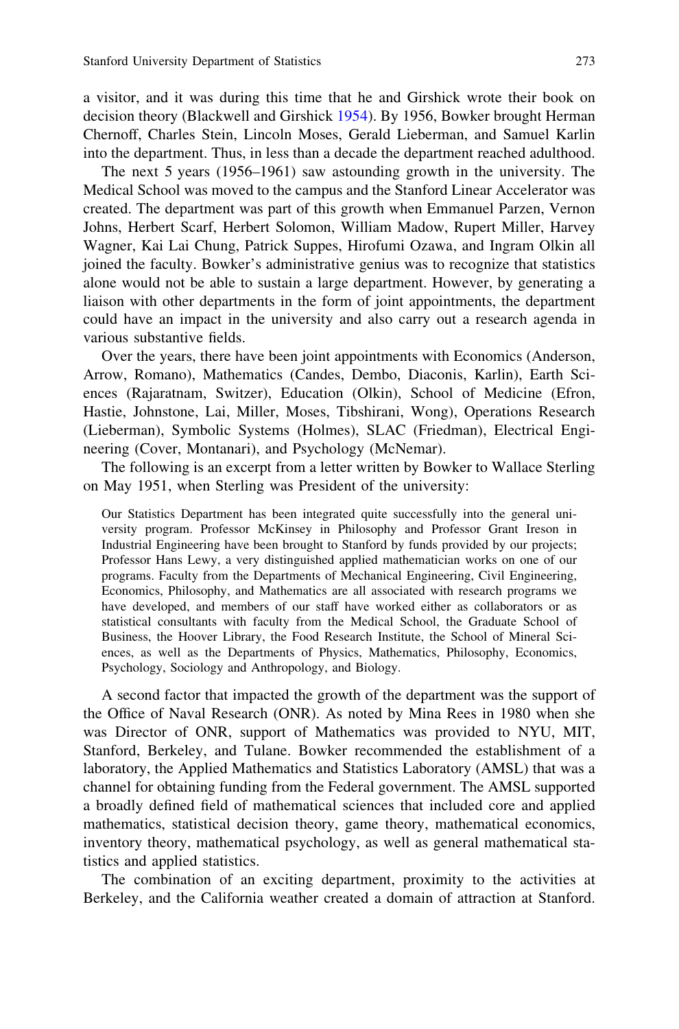a visitor, and it was during this time that he and Girshick wrote their book on decision theory (Blackwell and Girshick 1954). By 1956, Bowker brought Herman Chernoff, Charles Stein, Lincoln Moses, Gerald Lieberman, and Samuel Karlin into the department. Thus, in less than a decade the department reached adulthood.

The next 5 years (1956–1961) saw astounding growth in the university. The Medical School was moved to the campus and the Stanford Linear Accelerator was created. The department was part of this growth when Emmanuel Parzen, Vernon Johns, Herbert Scarf, Herbert Solomon, William Madow, Rupert Miller, Harvey Wagner, Kai Lai Chung, Patrick Suppes, Hirofumi Ozawa, and Ingram Olkin all joined the faculty. Bowker's administrative genius was to recognize that statistics alone would not be able to sustain a large department. However, by generating a liaison with other departments in the form of joint appointments, the department could have an impact in the university and also carry out a research agenda in various substantive fields.

Over the years, there have been joint appointments with Economics (Anderson, Arrow, Romano), Mathematics (Candes, Dembo, Diaconis, Karlin), Earth Sciences (Rajaratnam, Switzer), Education (Olkin), School of Medicine (Efron, Hastie, Johnstone, Lai, Miller, Moses, Tibshirani, Wong), Operations Research (Lieberman), Symbolic Systems (Holmes), SLAC (Friedman), Electrical Engineering (Cover, Montanari), and Psychology (McNemar).

The following is an excerpt from a letter written by Bowker to Wallace Sterling on May 1951, when Sterling was President of the university:

> Our Statistics Department has been integrated quite successfully into the general university program. Professor McKinsey in Philosophy and Professor Grant Ireson in Industrial Engineering have been brought to Stanford by funds provided by our projects; Professor Hans Lewy, a very distinguished applied mathematician works on one of our programs. Faculty from the Departments of Mechanical Engineering, Civil Engineering, Economics, Philosophy, and Mathematics are all associated with research programs we have developed, and members of our staff have worked either as collaborators or as statistical consultants with faculty from the Medical School, the Graduate School of Business, the Hoover Library, the Food Research Institute, the School of Mineral Sciences, as well as the Departments of Physics, Mathematics, Philosophy, Economics, Psychology, Sociology and Anthropology, and Biology.

A second factor that impacted the growth of the department was the support of the Office of Naval Research (ONR). As noted by Mina Rees in 1980 when she was Director of ONR, support of Mathematics was provided to NYU, MIT, Stanford, Berkeley, and Tulane. Bowker recommended the establishment of a laboratory, the Applied Mathematics and Statistics Laboratory (AMSL) that was a channel for obtaining funding from the Federal government. The AMSL supported a broadly defined field of mathematical sciences that included core and applied mathematics, statistical decision theory, game theory, mathematical economics, inventory theory, mathematical psychology, as well as general mathematical statistics and applied statistics.

The combination of an exciting department, proximity to the activities at Berkeley, and the California weather created a domain of attraction at Stanford.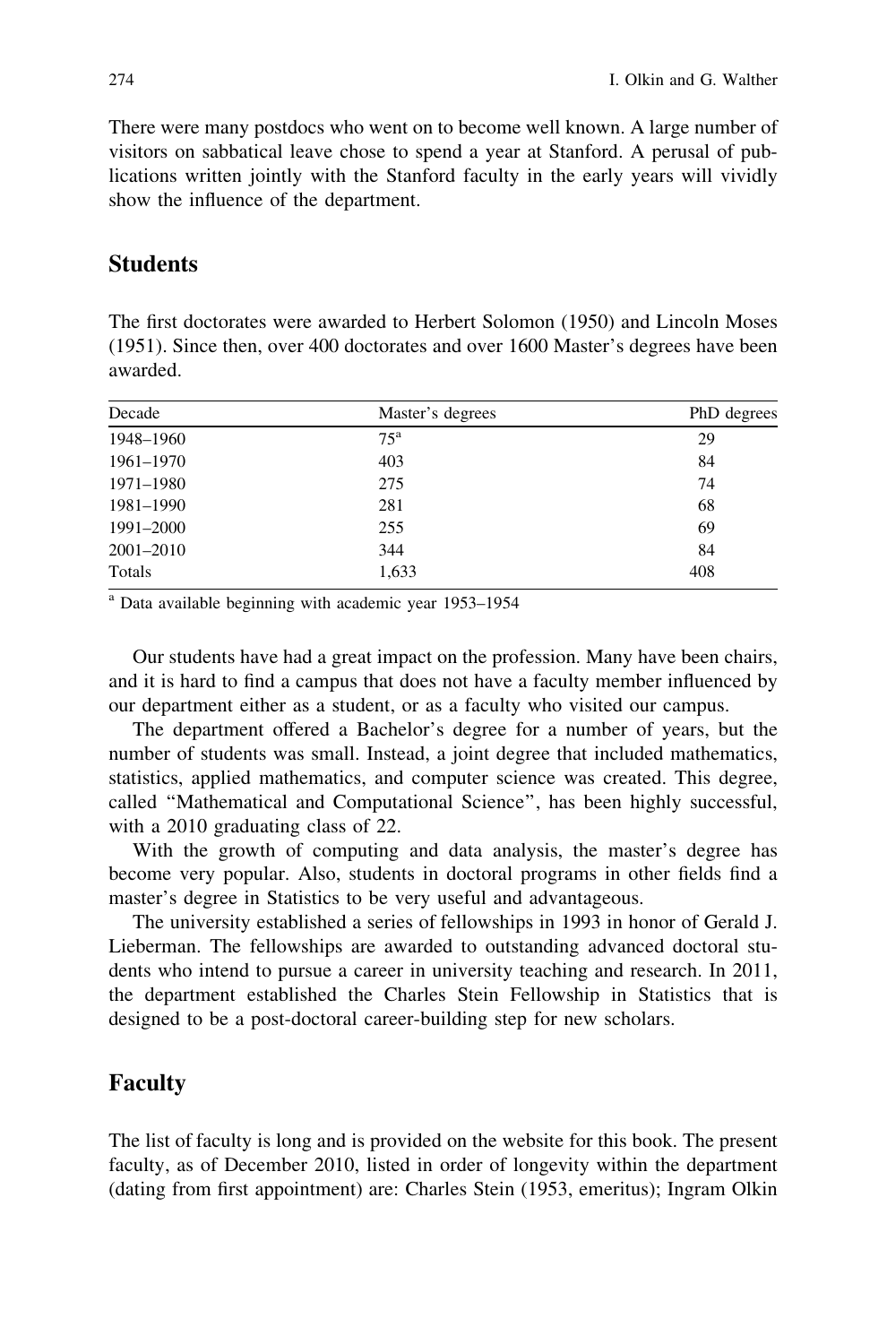There were many postdocs who went on to become well known. A large number of visitors on sabbatical leave chose to spend a year at Stanford. A perusal of publications written jointly with the Stanford faculty in the early years will vividly show the influence of the department.

## Students

The first doctorates were awarded to Herbert Solomon (1950) and Lincoln Moses (1951). Since then, over 400 doctorates and over 1600 Master's degrees have been awarded.

| Decade | Master's degrees | PhD degrees |
| --- | --- | --- |
| 1948–1960 | 75[a] | 29 |
| 1961–1970 | 403 | 84 |
| 1971–1980 | 275 | 74 |
| 1981–1990 | 281 | 68 |
| 1991–2000 | 255 | 69 |
| 2001–2010 | 344 | 84 |
| Totals | 1,633 | 408 |

[a] Data available beginning with academic year 1953–1954

Our students have had a great impact on the profession. Many have been chairs, and it is hard to find a campus that does not have a faculty member influenced by our department either as a student, or as a faculty who visited our campus.

The department offered a Bachelor's degree for a number of years, but the number of students was small. Instead, a joint degree that included mathematics, statistics, applied mathematics, and computer science was created. This degree, called "Mathematical and Computational Science", has been highly successful, with a 2010 graduating class of 22.

With the growth of computing and data analysis, the master's degree has become very popular. Also, students in doctoral programs in other fields find a master's degree in Statistics to be very useful and advantageous.

The university established a series of fellowships in 1993 in honor of Gerald J. Lieberman. The fellowships are awarded to outstanding advanced doctoral students who intend to pursue a career in university teaching and research. In 2011, the department established the Charles Stein Fellowship in Statistics that is designed to be a post-doctoral career-building step for new scholars.

## Faculty

The list of faculty is long and is provided on the website for this book. The present faculty, as of December 2010, listed in order of longevity within the department (dating from first appointment) are: Charles Stein (1953, emeritus); Ingram Olkin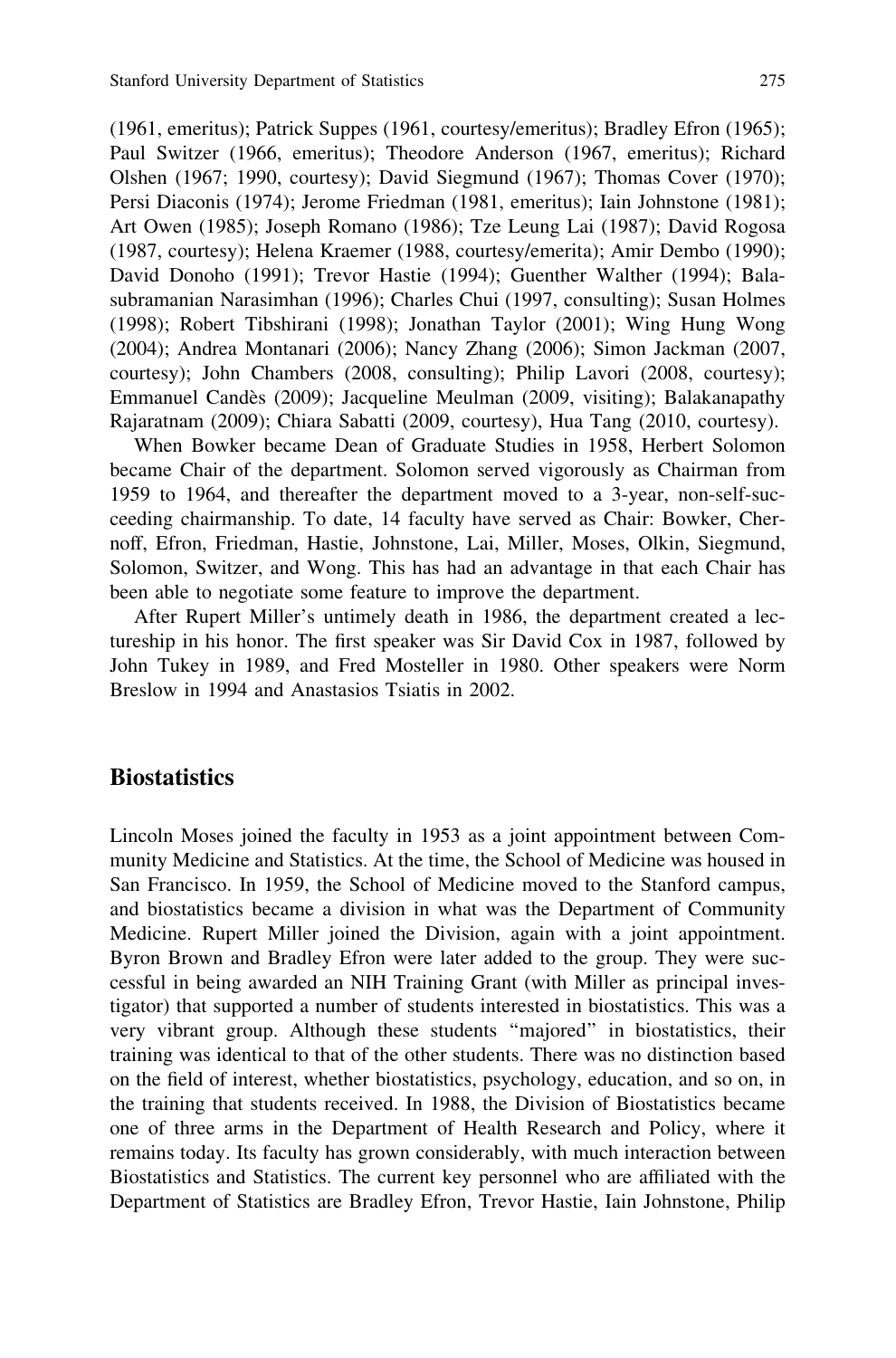(1961, emeritus); Patrick Suppes (1961, courtesy/emeritus); Bradley Efron (1965); Paul Switzer (1966, emeritus); Theodore Anderson (1967, emeritus); Richard Olshen (1967; 1990, courtesy); David Siegmund (1967); Thomas Cover (1970); Persi Diaconis (1974); Jerome Friedman (1981, emeritus); Iain Johnstone (1981); Art Owen (1985); Joseph Romano (1986); Tze Leung Lai (1987); David Rogosa (1987, courtesy); Helena Kraemer (1988, courtesy/emerita); Amir Dembo (1990); David Donoho (1991); Trevor Hastie (1994); Guenther Walther (1994); Balasubramanian Narasimhan (1996); Charles Chui (1997, consulting); Susan Holmes (1998); Robert Tibshirani (1998); Jonathan Taylor (2001); Wing Hung Wong (2004); Andrea Montanari (2006); Nancy Zhang (2006); Simon Jackman (2007, courtesy); John Chambers (2008, consulting); Philip Lavori (2008, courtesy); Emmanuel Candès (2009); Jacqueline Meulman (2009, visiting); Balakanapathy Rajaratnam (2009); Chiara Sabatti (2009, courtesy), Hua Tang (2010, courtesy).

When Bowker became Dean of Graduate Studies in 1958, Herbert Solomon became Chair of the department. Solomon served vigorously as Chairman from 1959 to 1964, and thereafter the department moved to a 3-year, non-self-succeeding chairmanship. To date, 14 faculty have served as Chair: Bowker, Chernoff, Efron, Friedman, Hastie, Johnstone, Lai, Miller, Moses, Olkin, Siegmund, Solomon, Switzer, and Wong. This has had an advantage in that each Chair has been able to negotiate some feature to improve the department.

After Rupert Miller's untimely death in 1986, the department created a lectureship in his honor. The first speaker was Sir David Cox in 1987, followed by John Tukey in 1989, and Fred Mosteller in 1980. Other speakers were Norm Breslow in 1994 and Anastasios Tsiatis in 2002.

## Biostatistics

Lincoln Moses joined the faculty in 1953 as a joint appointment between Community Medicine and Statistics. At the time, the School of Medicine was housed in San Francisco. In 1959, the School of Medicine moved to the Stanford campus, and biostatistics became a division in what was the Department of Community Medicine. Rupert Miller joined the Division, again with a joint appointment. Byron Brown and Bradley Efron were later added to the group. They were successful in being awarded an NIH Training Grant (with Miller as principal investigator) that supported a number of students interested in biostatistics. This was a very vibrant group. Although these students "majored" in biostatistics, their training was identical to that of the other students. There was no distinction based on the field of interest, whether biostatistics, psychology, education, and so on, in the training that students received. In 1988, the Division of Biostatistics became one of three arms in the Department of Health Research and Policy, where it remains today. Its faculty has grown considerably, with much interaction between Biostatistics and Statistics. The current key personnel who are affiliated with the Department of Statistics are Bradley Efron, Trevor Hastie, Iain Johnstone, Philip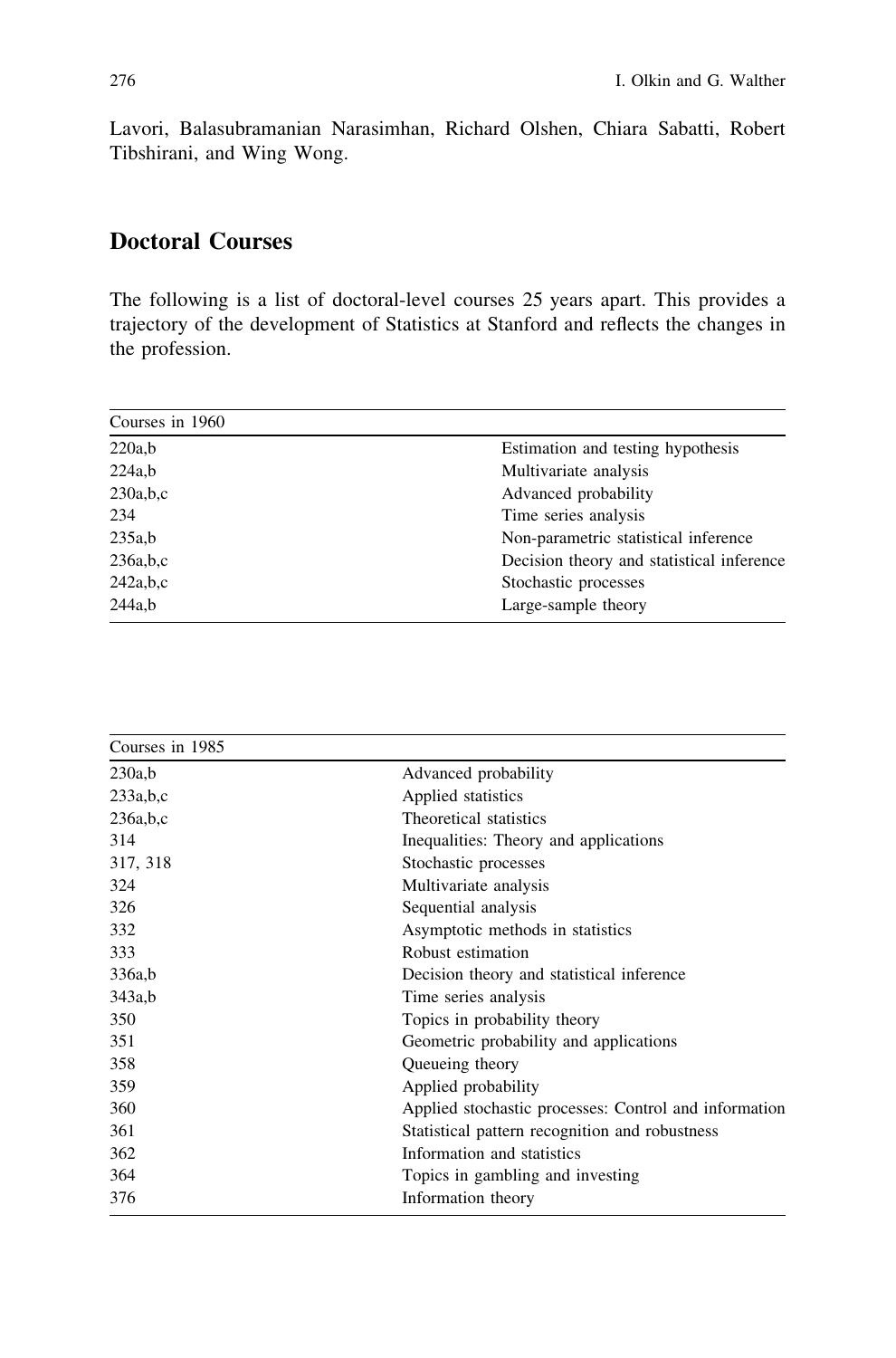Lavori, Balasubramanian Narasimhan, Richard Olshen, Chiara Sabatti, Robert Tibshirani, and Wing Wong.

## Doctoral Courses

The following is a list of doctoral-level courses 25 years apart. This provides a trajectory of the development of Statistics at Stanford and reflects the changes in the profession.

| Courses in 1960 | |
|---|---|
| 220a,b | Estimation and testing hypothesis |
| 224a,b | Multivariate analysis |
| 230a,b,c | Advanced probability |
| 234 | Time series analysis |
| 235a,b | Non-parametric statistical inference |
| 236a,b,c | Decision theory and statistical inference |
| 242a,b,c | Stochastic processes |
| 244a,b | Large-sample theory |

| Courses in 1985 | |
|---|---|
| 230a,b | Advanced probability |
| 233a,b,c | Applied statistics |
| 236a,b,c | Theoretical statistics |
| 314 | Inequalities: Theory and applications |
| 317, 318 | Stochastic processes |
| 324 | Multivariate analysis |
| 326 | Sequential analysis |
| 332 | Asymptotic methods in statistics |
| 333 | Robust estimation |
| 336a,b | Decision theory and statistical inference |
| 343a,b | Time series analysis |
| 350 | Topics in probability theory |
| 351 | Geometric probability and applications |
| 358 | Queueing theory |
| 359 | Applied probability |
| 360 | Applied stochastic processes: Control and information |
| 361 | Statistical pattern recognition and robustness |
| 362 | Information and statistics |
| 364 | Topics in gambling and investing |
| 376 | Information theory |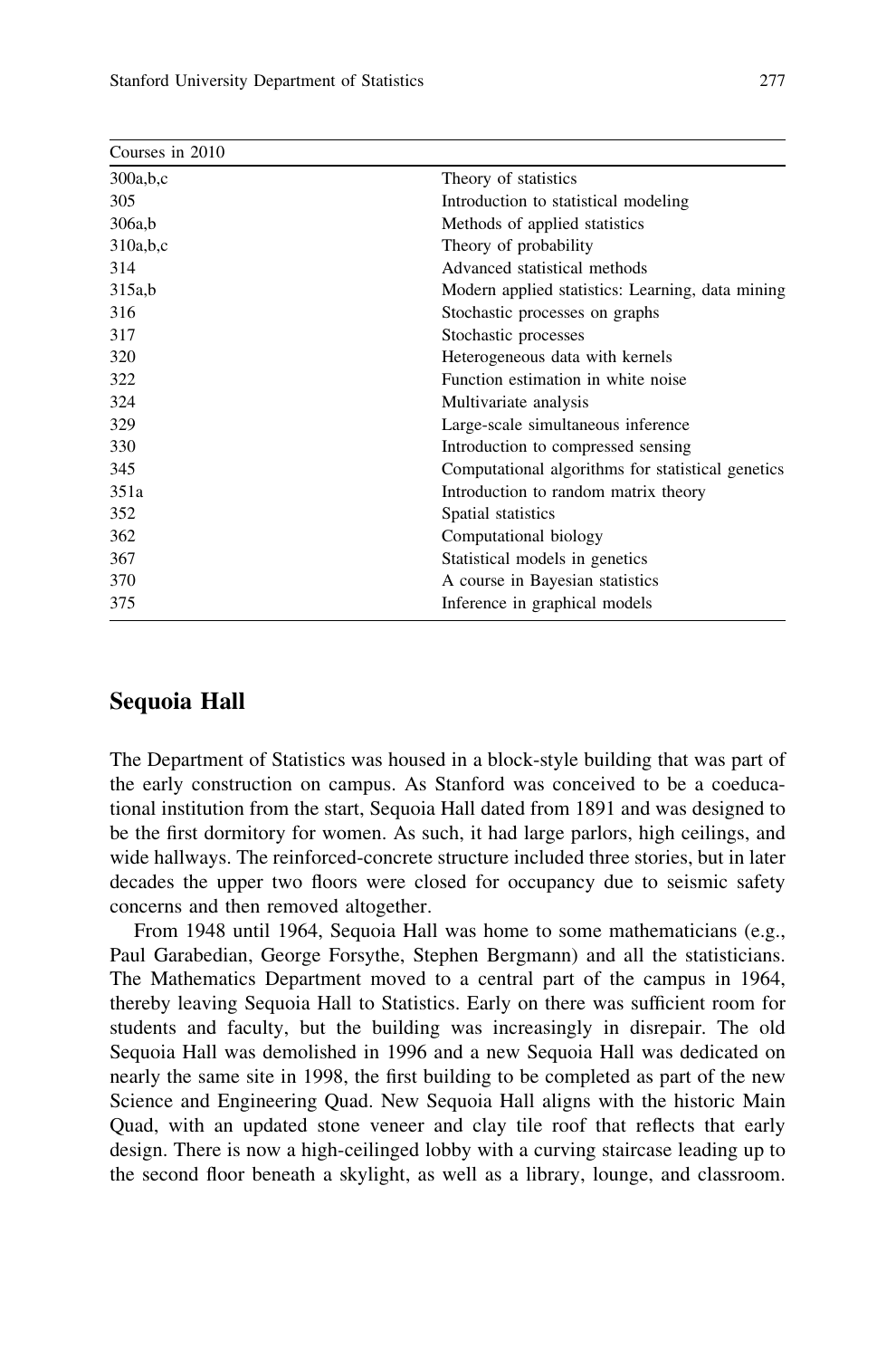| Courses in 2010 | |
|---|---|
| 300a,b,c | Theory of statistics |
| 305 | Introduction to statistical modeling |
| 306a,b | Methods of applied statistics |
| 310a,b,c | Theory of probability |
| 314 | Advanced statistical methods |
| 315a,b | Modern applied statistics: Learning, data mining |
| 316 | Stochastic processes on graphs |
| 317 | Stochastic processes |
| 320 | Heterogeneous data with kernels |
| 322 | Function estimation in white noise |
| 324 | Multivariate analysis |
| 329 | Large-scale simultaneous inference |
| 330 | Introduction to compressed sensing |
| 345 | Computational algorithms for statistical genetics |
| 351a | Introduction to random matrix theory |
| 352 | Spatial statistics |
| 362 | Computational biology |
| 367 | Statistical models in genetics |
| 370 | A course in Bayesian statistics |
| 375 | Inference in graphical models |

## Sequoia Hall

The Department of Statistics was housed in a block-style building that was part of the early construction on campus. As Stanford was conceived to be a coeducational institution from the start, Sequoia Hall dated from 1891 and was designed to be the first dormitory for women. As such, it had large parlors, high ceilings, and wide hallways. The reinforced-concrete structure included three stories, but in later decades the upper two floors were closed for occupancy due to seismic safety concerns and then removed altogether.

From 1948 until 1964, Sequoia Hall was home to some mathematicians (e.g., Paul Garabedian, George Forsythe, Stephen Bergmann) and all the statisticians. The Mathematics Department moved to a central part of the campus in 1964, thereby leaving Sequoia Hall to Statistics. Early on there was sufficient room for students and faculty, but the building was increasingly in disrepair. The old Sequoia Hall was demolished in 1996 and a new Sequoia Hall was dedicated on nearly the same site in 1998, the first building to be completed as part of the new Science and Engineering Quad. New Sequoia Hall aligns with the historic Main Quad, with an updated stone veneer and clay tile roof that reflects that early design. There is now a high-ceilinged lobby with a curving staircase leading up to the second floor beneath a skylight, as well as a library, lounge, and classroom.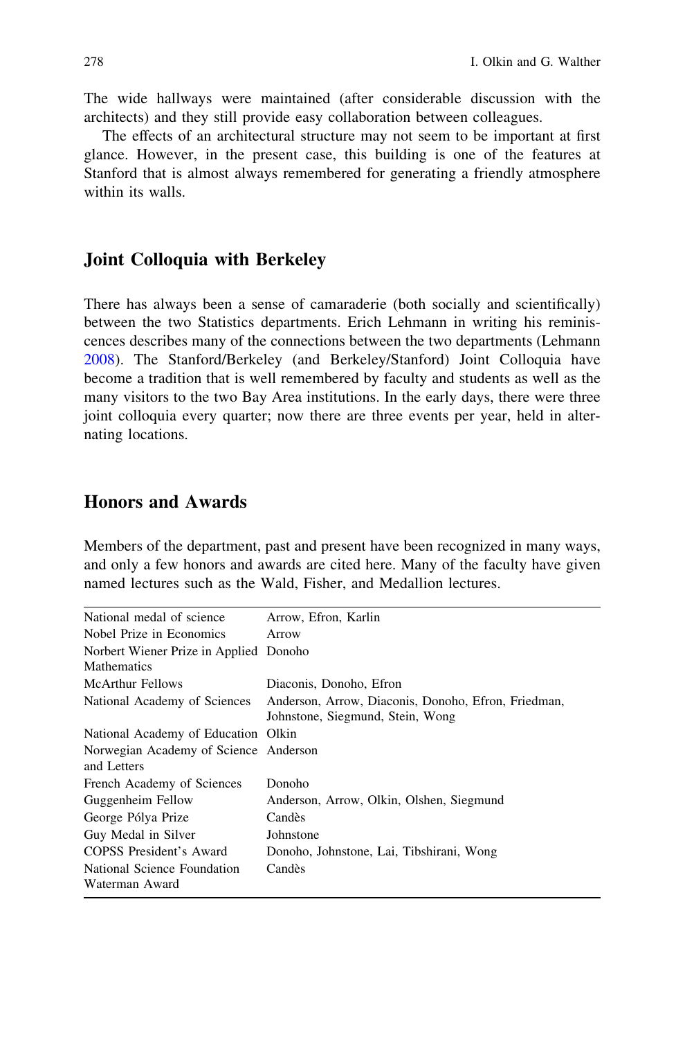The wide hallways were maintained (after considerable discussion with the architects) and they still provide easy collaboration between colleagues.

The effects of an architectural structure may not seem to be important at first glance. However, in the present case, this building is one of the features at Stanford that is almost always remembered for generating a friendly atmosphere within its walls.

## Joint Colloquia with Berkeley

There has always been a sense of camaraderie (both socially and scientifically) between the two Statistics departments. Erich Lehmann in writing his reminiscences describes many of the connections between the two departments (Lehmann 2008). The Stanford/Berkeley (and Berkeley/Stanford) Joint Colloquia have become a tradition that is well remembered by faculty and students as well as the many visitors to the two Bay Area institutions. In the early days, there were three joint colloquia every quarter; now there are three events per year, held in alternating locations.

## Honors and Awards

Members of the department, past and present have been recognized in many ways, and only a few honors and awards are cited here. Many of the faculty have given named lectures such as the Wald, Fisher, and Medallion lectures.

| | |
|---|---|
| National medal of science | Arrow, Efron, Karlin |
| Nobel Prize in Economics | Arrow |
| Norbert Wiener Prize in Applied Mathematics | Donoho |
| McArthur Fellows | Diaconis, Donoho, Efron |
| National Academy of Sciences | Anderson, Arrow, Diaconis, Donoho, Efron, Friedman, Johnstone, Siegmund, Stein, Wong |
| National Academy of Education | Olkin |
| Norwegian Academy of Science and Letters | Anderson |
| French Academy of Sciences | Donoho |
| Guggenheim Fellow | Anderson, Arrow, Olkin, Olshen, Siegmund |
| George Pólya Prize | Candès |
| Guy Medal in Silver | Johnstone |
| COPSS President's Award | Donoho, Johnstone, Lai, Tibshirani, Wong |
| National Science Foundation Waterman Award | Candès |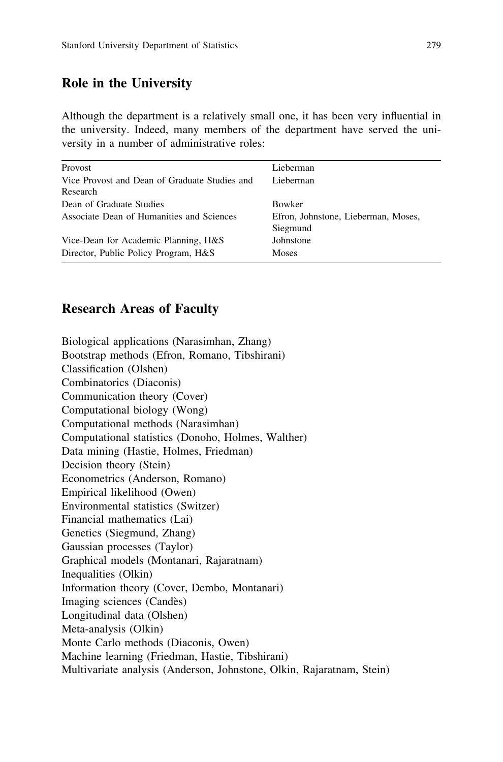## Role in the University

Although the department is a relatively small one, it has been very influential in the university. Indeed, many members of the department have served the university in a number of administrative roles:

| | |
|---|---|
| Provost | Lieberman |
| Vice Provost and Dean of Graduate Studies and Research | Lieberman |
| Dean of Graduate Studies | Bowker |
| Associate Dean of Humanities and Sciences | Efron, Johnstone, Lieberman, Moses, Siegmund |
| Vice-Dean for Academic Planning, H&S | Johnstone |
| Director, Public Policy Program, H&S | Moses |

## Research Areas of Faculty

Biological applications (Narasimhan, Zhang)
Bootstrap methods (Efron, Romano, Tibshirani)
Classification (Olshen)
Combinatorics (Diaconis)
Communication theory (Cover)
Computational biology (Wong)
Computational methods (Narasimhan)
Computational statistics (Donoho, Holmes, Walther)
Data mining (Hastie, Holmes, Friedman)
Decision theory (Stein)
Econometrics (Anderson, Romano)
Empirical likelihood (Owen)
Environmental statistics (Switzer)
Financial mathematics (Lai)
Genetics (Siegmund, Zhang)
Gaussian processes (Taylor)
Graphical models (Montanari, Rajaratnam)
Inequalities (Olkin)
Information theory (Cover, Dembo, Montanari)
Imaging sciences (Candès)
Longitudinal data (Olshen)
Meta-analysis (Olkin)
Monte Carlo methods (Diaconis, Owen)
Machine learning (Friedman, Hastie, Tibshirani)
Multivariate analysis (Anderson, Johnstone, Olkin, Rajaratnam, Stein)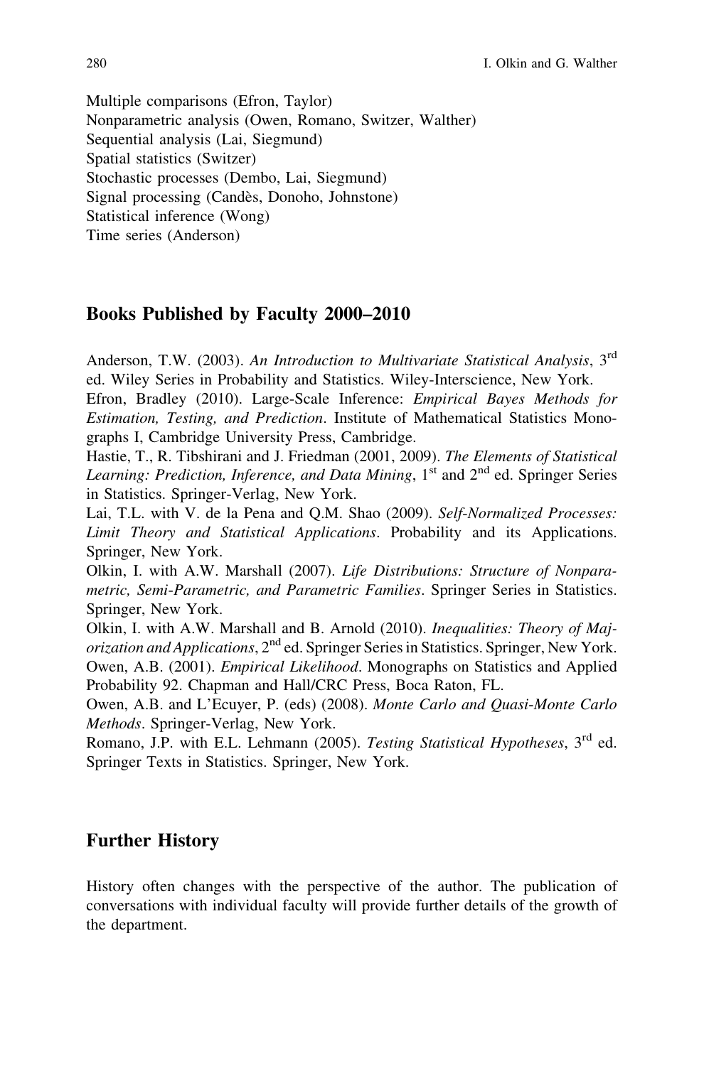Multiple comparisons (Efron, Taylor)
Nonparametric analysis (Owen, Romano, Switzer, Walther)
Sequential analysis (Lai, Siegmund)
Spatial statistics (Switzer)
Stochastic processes (Dembo, Lai, Siegmund)
Signal processing (Candès, Donoho, Johnstone)
Statistical inference (Wong)
Time series (Anderson)

## Books Published by Faculty 2000–2010

Anderson, T.W. (2003). *An Introduction to Multivariate Statistical Analysis*, 3rd ed. Wiley Series in Probability and Statistics. Wiley-Interscience, New York.

Efron, Bradley (2010). Large-Scale Inference: *Empirical Bayes Methods for Estimation, Testing, and Prediction*. Institute of Mathematical Statistics Monographs I, Cambridge University Press, Cambridge.

Hastie, T., R. Tibshirani and J. Friedman (2001, 2009). *The Elements of Statistical Learning: Prediction, Inference, and Data Mining*, 1st and 2nd ed. Springer Series in Statistics. Springer-Verlag, New York.

Lai, T.L. with V. de la Pena and Q.M. Shao (2009). *Self-Normalized Processes: Limit Theory and Statistical Applications*. Probability and its Applications. Springer, New York.

Olkin, I. with A.W. Marshall (2007). *Life Distributions: Structure of Nonparametric, Semi-Parametric, and Parametric Families*. Springer Series in Statistics. Springer, New York.

Olkin, I. with A.W. Marshall and B. Arnold (2010). *Inequalities: Theory of Majorization and Applications*, 2nd ed. Springer Series in Statistics. Springer, New York.

Owen, A.B. (2001). *Empirical Likelihood*. Monographs on Statistics and Applied Probability 92. Chapman and Hall/CRC Press, Boca Raton, FL.

Owen, A.B. and L'Ecuyer, P. (eds) (2008). *Monte Carlo and Quasi-Monte Carlo Methods*. Springer-Verlag, New York.

Romano, J.P. with E.L. Lehmann (2005). *Testing Statistical Hypotheses*, 3rd ed. Springer Texts in Statistics. Springer, New York.

## Further History

History often changes with the perspective of the author. The publication of conversations with individual faculty will provide further details of the growth of the department.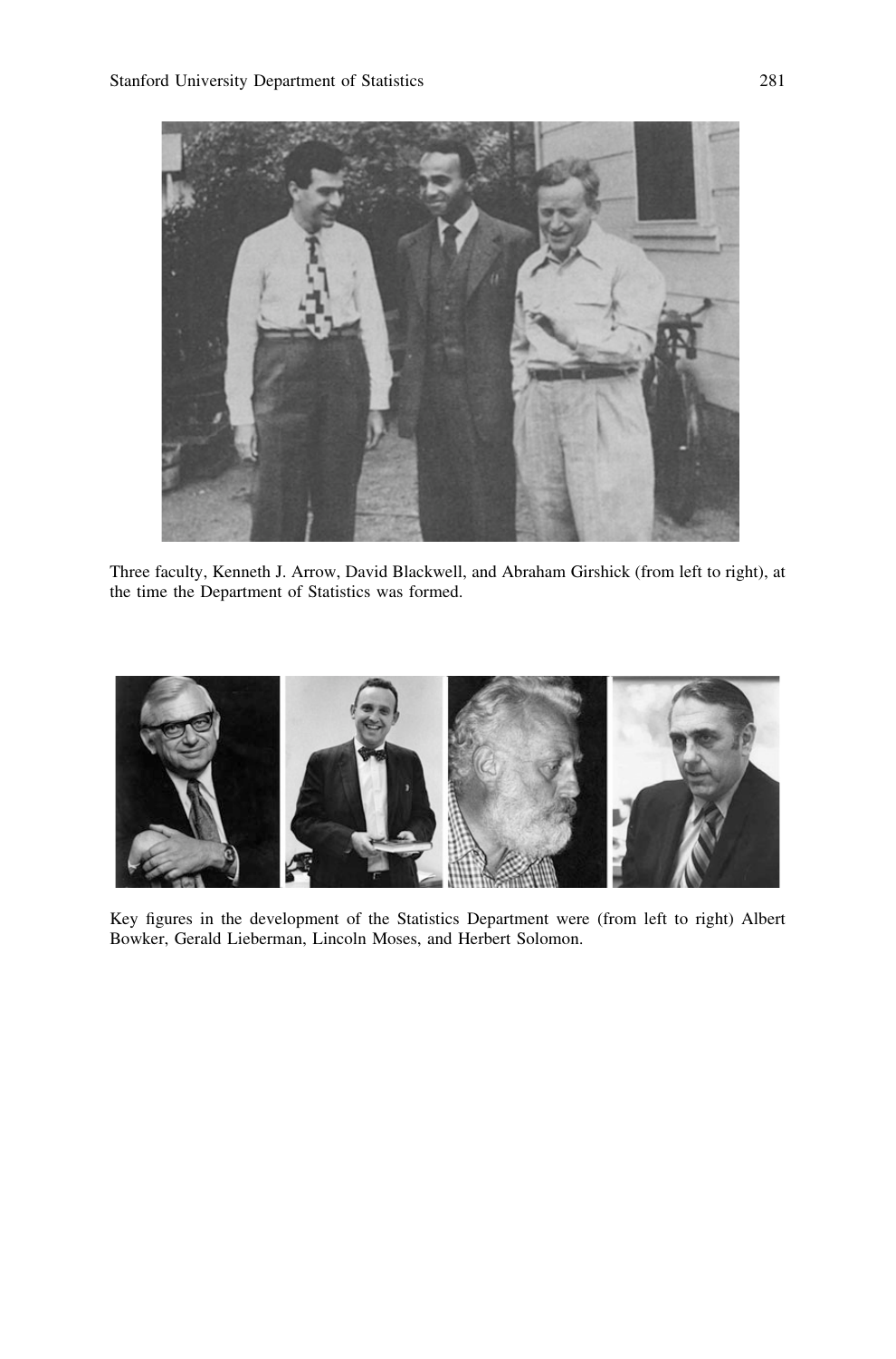Three faculty, Kenneth J. Arrow, David Blackwell, and Abraham Girshick (from left to right), at the time the Department of Statistics was formed.

Key figures in the development of the Statistics Department were (from left to right) Albert Bowker, Gerald Lieberman, Lincoln Moses, and Herbert Solomon.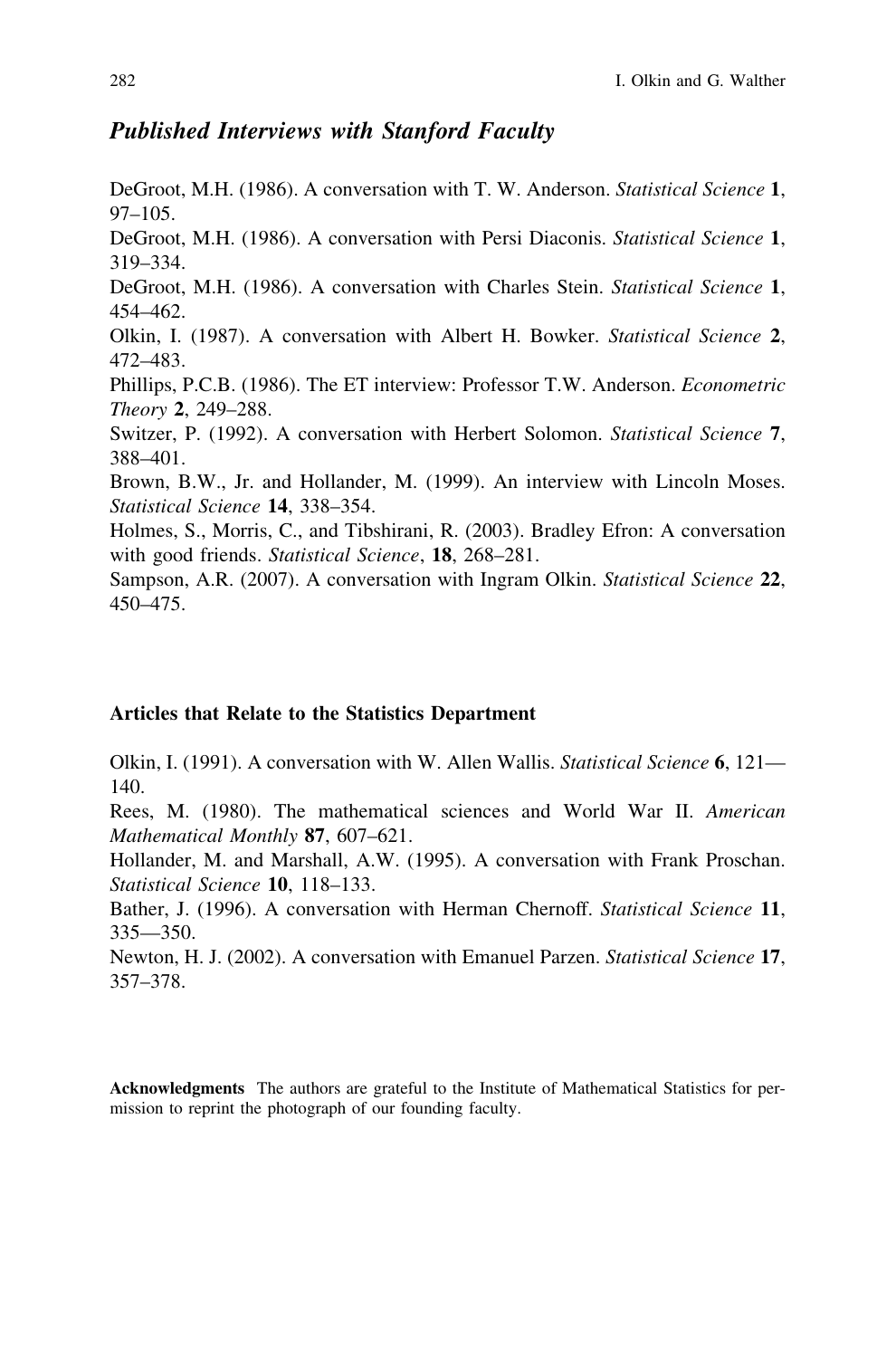## *Published Interviews with Stanford Faculty*

DeGroot, M.H. (1986). A conversation with T. W. Anderson. *Statistical Science* **1**, 97–105.

DeGroot, M.H. (1986). A conversation with Persi Diaconis. *Statistical Science* **1**, 319–334.

DeGroot, M.H. (1986). A conversation with Charles Stein. *Statistical Science* **1**, 454–462.

Olkin, I. (1987). A conversation with Albert H. Bowker. *Statistical Science* **2**, 472–483.

Phillips, P.C.B. (1986). The ET interview: Professor T.W. Anderson. *Econometric Theory* **2**, 249–288.

Switzer, P. (1992). A conversation with Herbert Solomon. *Statistical Science* **7**, 388–401.

Brown, B.W., Jr. and Hollander, M. (1999). An interview with Lincoln Moses. *Statistical Science* **14**, 338–354.

Holmes, S., Morris, C., and Tibshirani, R. (2003). Bradley Efron: A conversation with good friends. *Statistical Science*, **18**, 268–281.

Sampson, A.R. (2007). A conversation with Ingram Olkin. *Statistical Science* **22**, 450–475.

### Articles that Relate to the Statistics Department

Olkin, I. (1991). A conversation with W. Allen Wallis. *Statistical Science* **6**, 121—140.

Rees, M. (1980). The mathematical sciences and World War II. *American Mathematical Monthly* **87**, 607–621.

Hollander, M. and Marshall, A.W. (1995). A conversation with Frank Proschan. *Statistical Science* **10**, 118–133.

Bather, J. (1996). A conversation with Herman Chernoff. *Statistical Science* **11**, 335—350.

Newton, H. J. (2002). A conversation with Emanuel Parzen. *Statistical Science* **17**, 357–378.

**Acknowledgments** The authors are grateful to the Institute of Mathematical Statistics for permission to reprint the photograph of our founding faculty.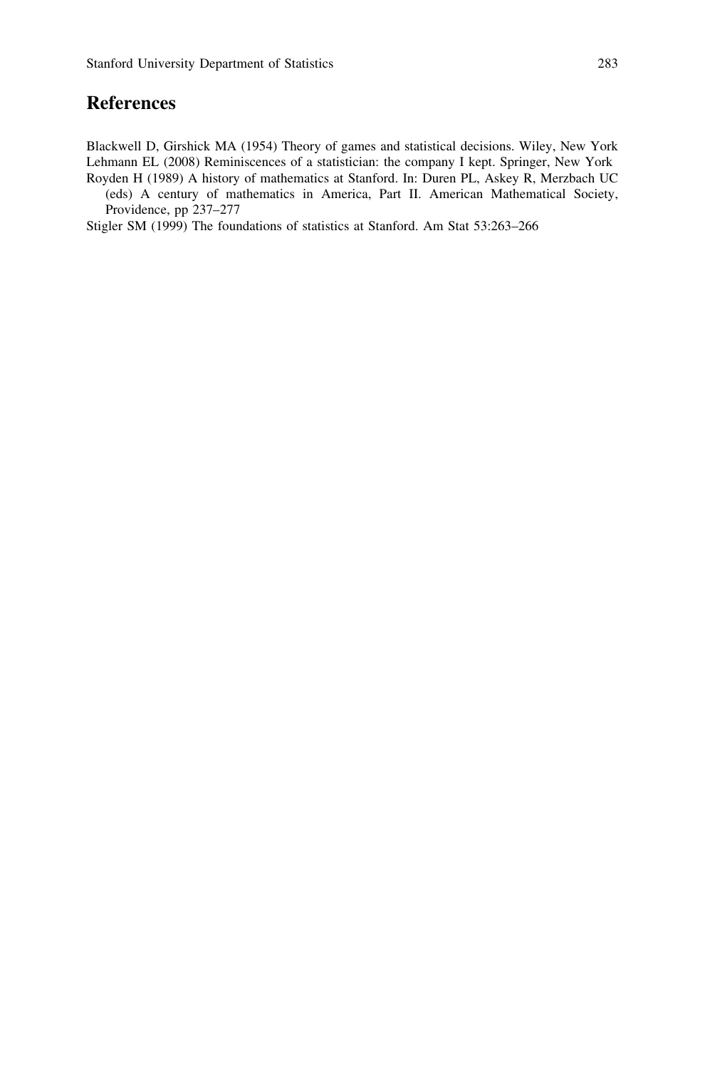## References

Blackwell D, Girshick MA (1954) Theory of games and statistical decisions. Wiley, New York

Lehmann EL (2008) Reminiscences of a statistician: the company I kept. Springer, New York

Royden H (1989) A history of mathematics at Stanford. In: Duren PL, Askey R, Merzbach UC (eds) A century of mathematics in America, Part II. American Mathematical Society, Providence, pp 237–277

Stigler SM (1999) The foundations of statistics at Stanford. Am Stat 53:263–266